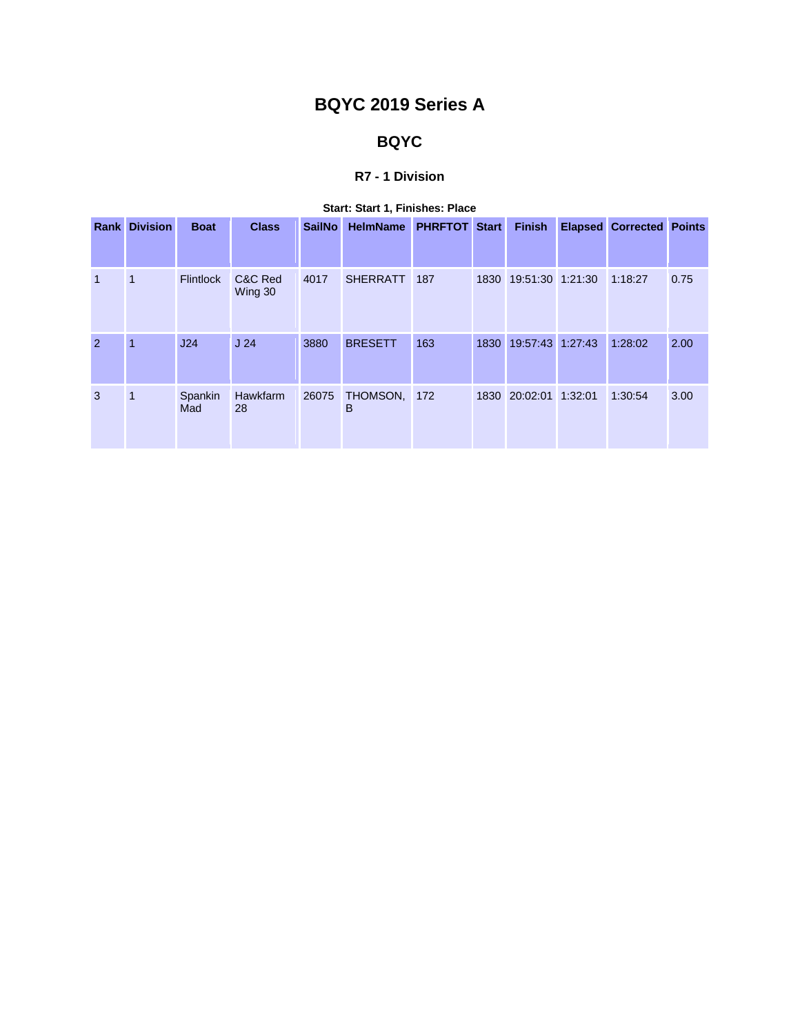# BQYC 2019 Series A

## BQYC

### R7 - 1 Division

**Start: Start 1, Finishes: Place**

| Rank | Division | Boat | Class | SailNo | HelmName | PHRFTOT | Start | Finish | Elapsed | Corrected | Points |
|---|---|---|---|---|---|---|---|---|---|---|---|
| 1 | 1 | Flintlock | C&C Red Wing 30 | 4017 | SHERRATT | 187 | 1830 | 19:51:30 | 1:21:30 | 1:18:27 | 0.75 |
| 2 | 1 | J24 | J 24 | 3880 | BRESETT | 163 | 1830 | 19:57:43 | 1:27:43 | 1:28:02 | 2.00 |
| 3 | 1 | Spankin Mad | Hawkfarm 28 | 26075 | THOMSON, B | 172 | 1830 | 20:02:01 | 1:32:01 | 1:30:54 | 3.00 |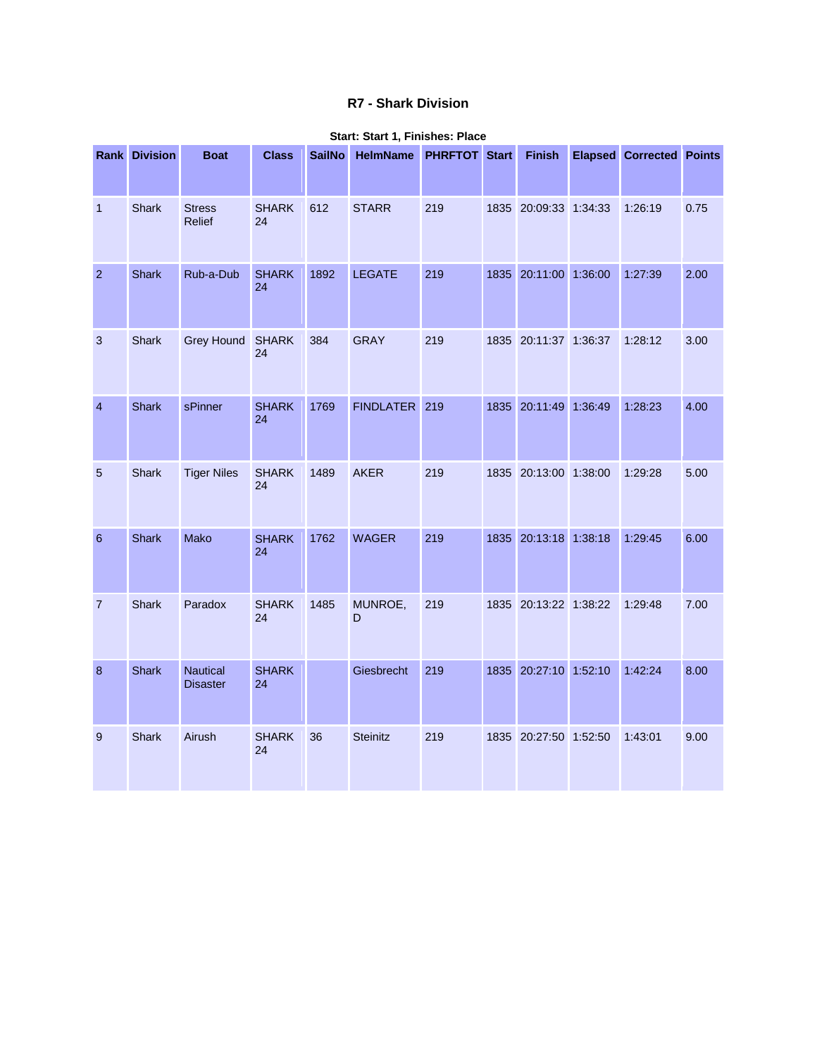### R7 - Shark Division

**Start: Start 1, Finishes: Place**

| Rank | Division | Boat | Class | SailNo | HelmName | PHRFTOT | Start | Finish | Elapsed | Corrected | Points |
|---|---|---|---|---|---|---|---|---|---|---|---|
| 1 | Shark | Stress Relief | SHARK 24 | 612 | STARR | 219 | 1835 | 20:09:33 | 1:34:33 | 1:26:19 | 0.75 |
| 2 | Shark | Rub-a-Dub | SHARK 24 | 1892 | LEGATE | 219 | 1835 | 20:11:00 | 1:36:00 | 1:27:39 | 2.00 |
| 3 | Shark | Grey Hound | SHARK 24 | 384 | GRAY | 219 | 1835 | 20:11:37 | 1:36:37 | 1:28:12 | 3.00 |
| 4 | Shark | sPinner | SHARK 24 | 1769 | FINDLATER | 219 | 1835 | 20:11:49 | 1:36:49 | 1:28:23 | 4.00 |
| 5 | Shark | Tiger Niles | SHARK 24 | 1489 | AKER | 219 | 1835 | 20:13:00 | 1:38:00 | 1:29:28 | 5.00 |
| 6 | Shark | Mako | SHARK 24 | 1762 | WAGER | 219 | 1835 | 20:13:18 | 1:38:18 | 1:29:45 | 6.00 |
| 7 | Shark | Paradox | SHARK 24 | 1485 | MUNROE, D | 219 | 1835 | 20:13:22 | 1:38:22 | 1:29:48 | 7.00 |
| 8 | Shark | Nautical Disaster | SHARK 24 | | Giesbrecht | 219 | 1835 | 20:27:10 | 1:52:10 | 1:42:24 | 8.00 |
| 9 | Shark | Airush | SHARK 24 | 36 | Steinitz | 219 | 1835 | 20:27:50 | 1:52:50 | 1:43:01 | 9.00 |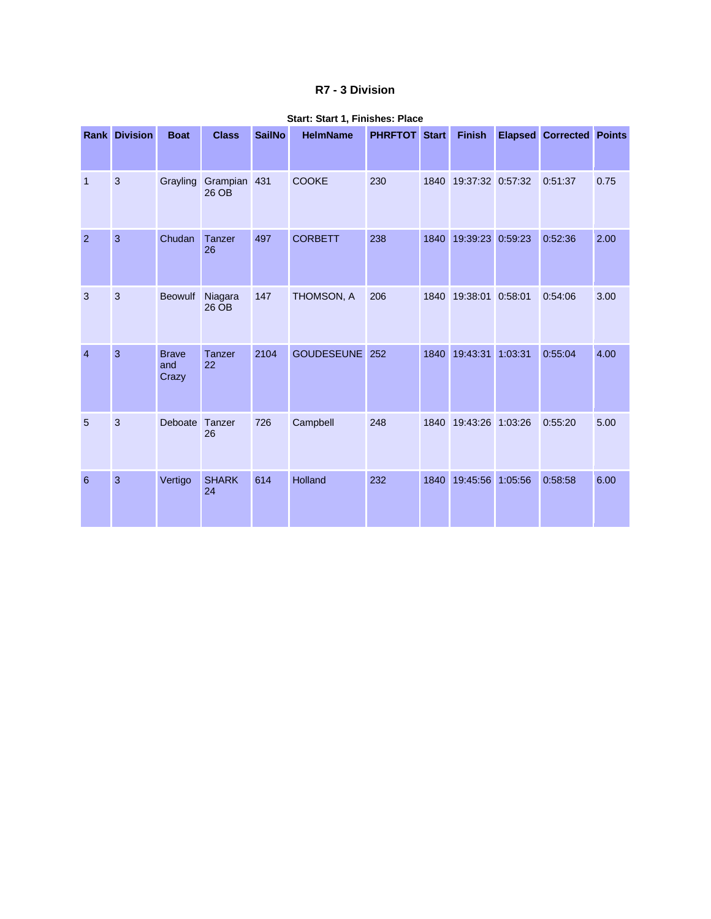## R7 - 3 Division

**Start: Start 1, Finishes: Place**

| Rank | Division | Boat | Class | SailNo | HelmName | PHRFTOT | Start | Finish | Elapsed | Corrected | Points |
|---|---|---|---|---|---|---|---|---|---|---|---|
| 1 | 3 | Grayling | Grampian 26 OB | 431 | COOKE | 230 | 1840 | 19:37:32 | 0:57:32 | 0:51:37 | 0.75 |
| 2 | 3 | Chudan | Tanzer 26 | 497 | CORBETT | 238 | 1840 | 19:39:23 | 0:59:23 | 0:52:36 | 2.00 |
| 3 | 3 | Beowulf | Niagara 26 OB | 147 | THOMSON, A | 206 | 1840 | 19:38:01 | 0:58:01 | 0:54:06 | 3.00 |
| 4 | 3 | Brave and Crazy | Tanzer 22 | 2104 | GOUDESEUNE | 252 | 1840 | 19:43:31 | 1:03:31 | 0:55:04 | 4.00 |
| 5 | 3 | Deboate | Tanzer 26 | 726 | Campbell | 248 | 1840 | 19:43:26 | 1:03:26 | 0:55:20 | 5.00 |
| 6 | 3 | Vertigo | SHARK 24 | 614 | Holland | 232 | 1840 | 19:45:56 | 1:05:56 | 0:58:58 | 6.00 |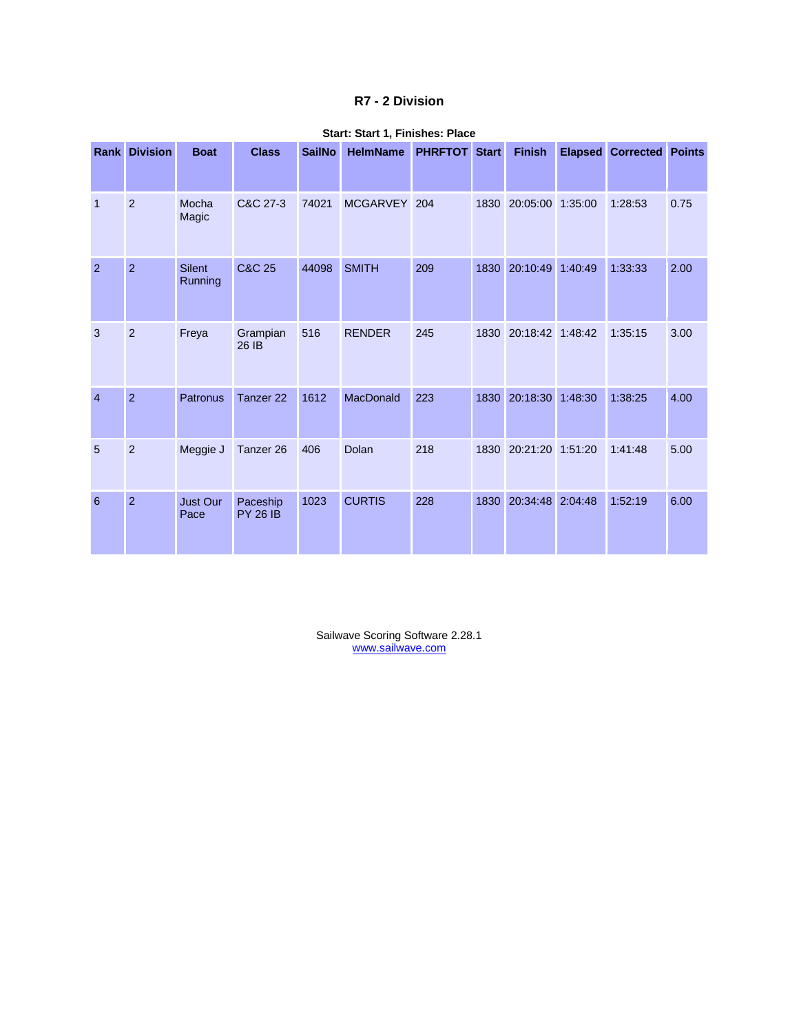### R7 - 2 Division

**Start: Start 1, Finishes: Place**

| Rank | Division | Boat | Class | SailNo | HelmName | PHRFTOT | Start | Finish | Elapsed | Corrected | Points |
|---|---|---|---|---|---|---|---|---|---|---|---|
| 1 | 2 | Mocha Magic | C&C 27-3 | 74021 | MCGARVEY | 204 | 1830 | 20:05:00 | 1:35:00 | 1:28:53 | 0.75 |
| 2 | 2 | Silent Running | C&C 25 | 44098 | SMITH | 209 | 1830 | 20:10:49 | 1:40:49 | 1:33:33 | 2.00 |
| 3 | 2 | Freya | Grampian 26 IB | 516 | RENDER | 245 | 1830 | 20:18:42 | 1:48:42 | 1:35:15 | 3.00 |
| 4 | 2 | Patronus | Tanzer 22 | 1612 | MacDonald | 223 | 1830 | 20:18:30 | 1:48:30 | 1:38:25 | 4.00 |
| 5 | 2 | Meggie J | Tanzer 26 | 406 | Dolan | 218 | 1830 | 20:21:20 | 1:51:20 | 1:41:48 | 5.00 |
| 6 | 2 | Just Our Pace | Paceship PY 26 IB | 1023 | CURTIS | 228 | 1830 | 20:34:48 | 2:04:48 | 1:52:19 | 6.00 |

Sailwave Scoring Software 2.28.1
www.sailwave.com